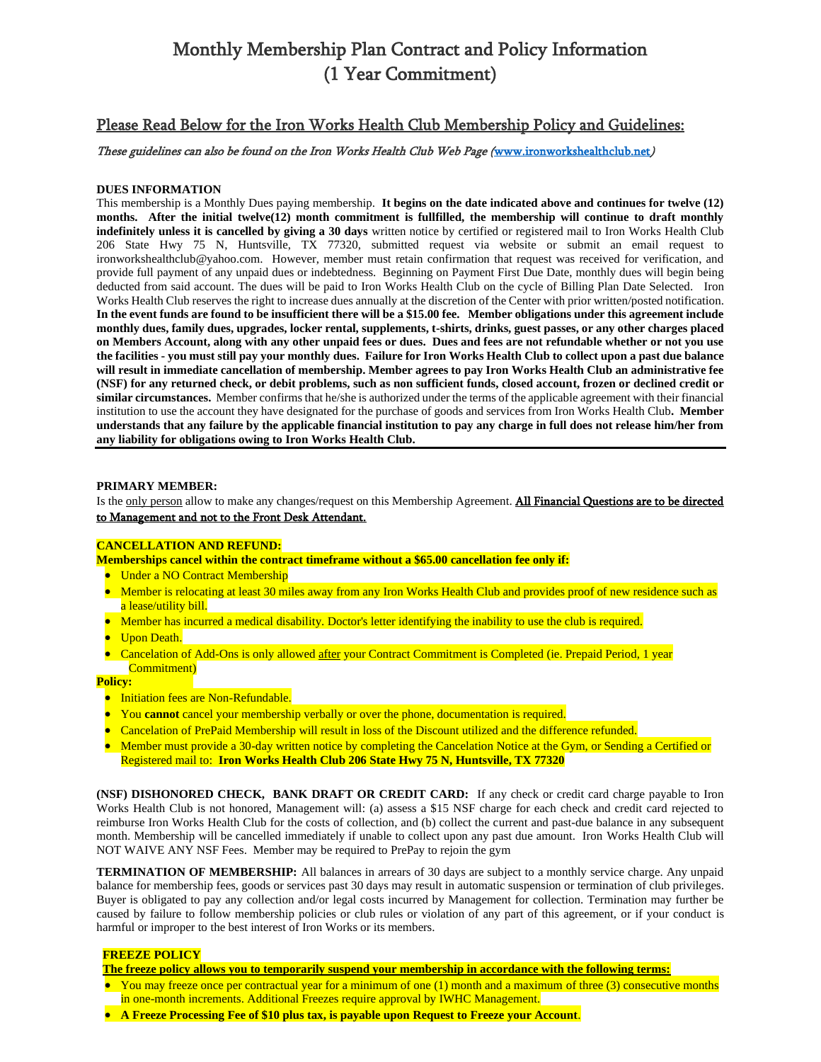# Monthly Membership Plan Contract and Policy Information
# (1 Year Commitment)

## Please Read Below for the Iron Works Health Club Membership Policy and Guidelines:

*These guidelines can also be found on the Iron Works Health Club Web Page (www.ironworkshealthclub.net)*

**DUES INFORMATION**

This membership is a Monthly Dues paying membership. **It begins on the date indicated above and continues for twelve (12) months. After the initial twelve(12) month commitment is fullfilled, the membership will continue to draft monthly indefinitely unless it is cancelled by giving a 30 days** written notice by certified or registered mail to Iron Works Health Club 206 State Hwy 75 N, Huntsville, TX 77320, submitted request via website or submit an email request to ironworkshealthclub@yahoo.com. However, member must retain confirmation that request was received for verification, and provide full payment of any unpaid dues or indebtedness. Beginning on Payment First Due Date, monthly dues will begin being deducted from said account. The dues will be paid to Iron Works Health Club on the cycle of Billing Plan Date Selected. Iron Works Health Club reserves the right to increase dues annually at the discretion of the Center with prior written/posted notification. **In the event funds are found to be insufficient there will be a $15.00 fee. Member obligations under this agreement include monthly dues, family dues, upgrades, locker rental, supplements, t-shirts, drinks, guest passes, or any other charges placed on Members Account, along with any other unpaid fees or dues. Dues and fees are not refundable whether or not you use the facilities - you must still pay your monthly dues. Failure for Iron Works Health Club to collect upon a past due balance will result in immediate cancellation of membership. Member agrees to pay Iron Works Health Club an administrative fee (NSF) for any returned check, or debit problems, such as non sufficient funds, closed account, frozen or declined credit or similar circumstances.** Member confirms that he/she is authorized under the terms of the applicable agreement with their financial institution to use the account they have designated for the purchase of goods and services from Iron Works Health Club**. Member understands that any failure by the applicable financial institution to pay any charge in full does not release him/her from any liability for obligations owing to Iron Works Health Club.**

**PRIMARY MEMBER:**

Is the only person allow to make any changes/request on this Membership Agreement. All Financial Questions are to be directed to Management and not to the Front Desk Attendant.

**CANCELLATION AND REFUND:**

**Memberships cancel within the contract timeframe without a $65.00 cancellation fee only if:**

- Under a NO Contract Membership
- Member is relocating at least 30 miles away from any Iron Works Health Club and provides proof of new residence such as a lease/utility bill.
- Member has incurred a medical disability. Doctor's letter identifying the inability to use the club is required.
- Upon Death.
- Cancelation of Add-Ons is only allowed after your Contract Commitment is Completed (ie. Prepaid Period, 1 year Commitment)

**Policy:**

- Initiation fees are Non-Refundable.
- You **cannot** cancel your membership verbally or over the phone, documentation is required.
- Cancelation of PrePaid Membership will result in loss of the Discount utilized and the difference refunded.
- Member must provide a 30-day written notice by completing the Cancelation Notice at the Gym, or Sending a Certified or Registered mail to: **Iron Works Health Club 206 State Hwy 75 N, Huntsville, TX 77320**

**(NSF) DISHONORED CHECK, BANK DRAFT OR CREDIT CARD:** If any check or credit card charge payable to Iron Works Health Club is not honored, Management will: (a) assess a $15 NSF charge for each check and credit card rejected to reimburse Iron Works Health Club for the costs of collection, and (b) collect the current and past-due balance in any subsequent month. Membership will be cancelled immediately if unable to collect upon any past due amount. Iron Works Health Club will NOT WAIVE ANY NSF Fees. Member may be required to PrePay to rejoin the gym

**TERMINATION OF MEMBERSHIP:** All balances in arrears of 30 days are subject to a monthly service charge. Any unpaid balance for membership fees, goods or services past 30 days may result in automatic suspension or termination of club privileges. Buyer is obligated to pay any collection and/or legal costs incurred by Management for collection. Termination may further be caused by failure to follow membership policies or club rules or violation of any part of this agreement, or if your conduct is harmful or improper to the best interest of Iron Works or its members.

**FREEZE POLICY**

**The freeze policy allows you to temporarily suspend your membership in accordance with the following terms:**

- You may freeze once per contractual year for a minimum of one (1) month and a maximum of three (3) consecutive months in one-month increments. Additional Freezes require approval by IWHC Management.
- **A Freeze Processing Fee of $10 plus tax, is payable upon Request to Freeze your Account**.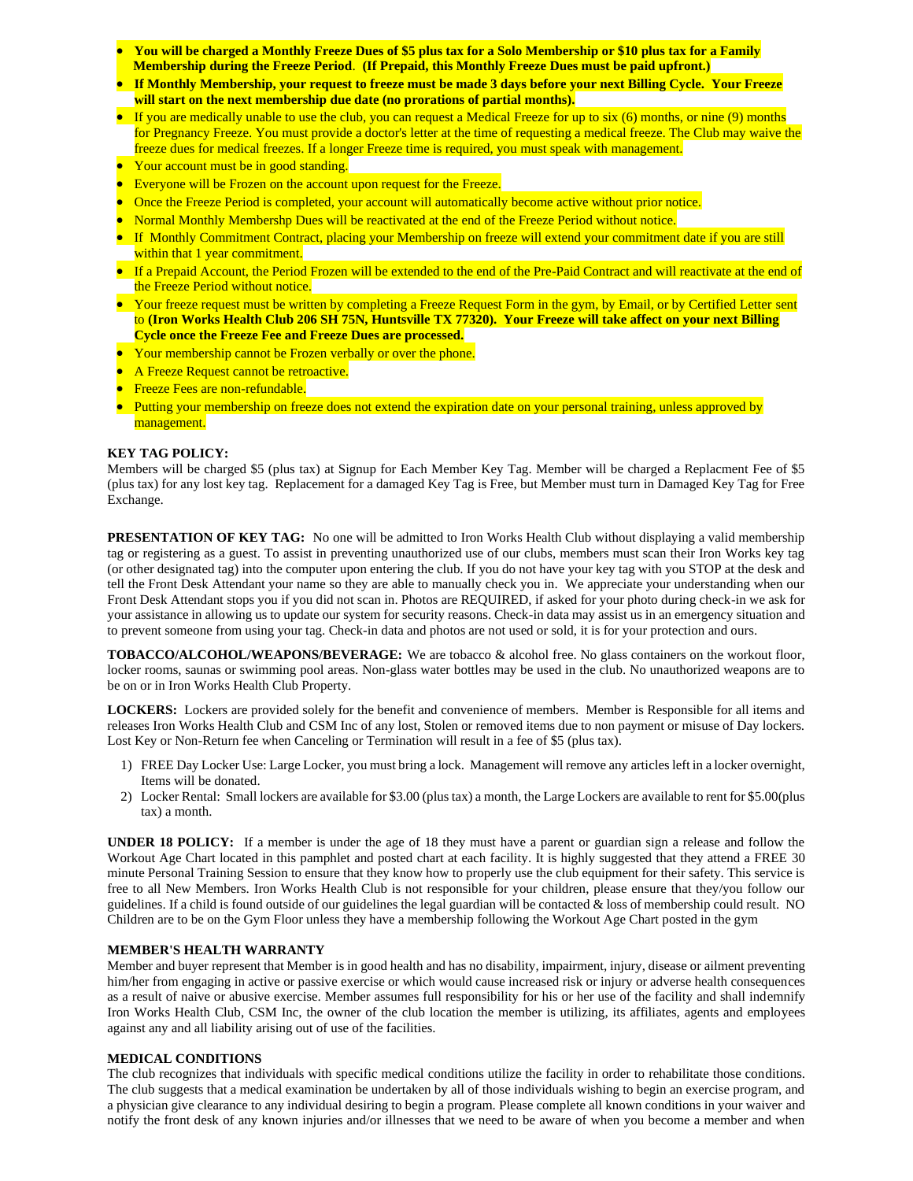- **You will be charged a Monthly Freeze Dues of $5 plus tax for a Solo Membership or $10 plus tax for a Family Membership during the Freeze Period**. **(If Prepaid, this Monthly Freeze Dues must be paid upfront.)**
- **If Monthly Membership, your request to freeze must be made 3 days before your next Billing Cycle. Your Freeze will start on the next membership due date (no prorations of partial months).**
- If you are medically unable to use the club, you can request a Medical Freeze for up to six (6) months, or nine (9) months for Pregnancy Freeze. You must provide a doctor's letter at the time of requesting a medical freeze. The Club may waive the freeze dues for medical freezes. If a longer Freeze time is required, you must speak with management.
- Your account must be in good standing.
- Everyone will be Frozen on the account upon request for the Freeze.
- Once the Freeze Period is completed, your account will automatically become active without prior notice.
- Normal Monthly Membershp Dues will be reactivated at the end of the Freeze Period without notice.
- If Monthly Commitment Contract, placing your Membership on freeze will extend your commitment date if you are still within that 1 year commitment.
- If a Prepaid Account, the Period Frozen will be extended to the end of the Pre-Paid Contract and will reactivate at the end of the Freeze Period without notice.
- Your freeze request must be written by completing a Freeze Request Form in the gym, by Email, or by Certified Letter sent to **(Iron Works Health Club 206 SH 75N, Huntsville TX 77320). Your Freeze will take affect on your next Billing Cycle once the Freeze Fee and Freeze Dues are processed.**
- Your membership cannot be Frozen verbally or over the phone.
- A Freeze Request cannot be retroactive.
- Freeze Fees are non-refundable.
- Putting your membership on freeze does not extend the expiration date on your personal training, unless approved by management.

**KEY TAG POLICY:**
Members will be charged $5 (plus tax) at Signup for Each Member Key Tag. Member will be charged a Replacment Fee of $5 (plus tax) for any lost key tag. Replacement for a damaged Key Tag is Free, but Member must turn in Damaged Key Tag for Free Exchange.

**PRESENTATION OF KEY TAG:** No one will be admitted to Iron Works Health Club without displaying a valid membership tag or registering as a guest. To assist in preventing unauthorized use of our clubs, members must scan their Iron Works key tag (or other designated tag) into the computer upon entering the club. If you do not have your key tag with you STOP at the desk and tell the Front Desk Attendant your name so they are able to manually check you in. We appreciate your understanding when our Front Desk Attendant stops you if you did not scan in. Photos are REQUIRED, if asked for your photo during check-in we ask for your assistance in allowing us to update our system for security reasons. Check-in data may assist us in an emergency situation and to prevent someone from using your tag. Check-in data and photos are not used or sold, it is for your protection and ours.

**TOBACCO/ALCOHOL/WEAPONS/BEVERAGE:** We are tobacco & alcohol free. No glass containers on the workout floor, locker rooms, saunas or swimming pool areas. Non-glass water bottles may be used in the club. No unauthorized weapons are to be on or in Iron Works Health Club Property.

**LOCKERS:** Lockers are provided solely for the benefit and convenience of members. Member is Responsible for all items and releases Iron Works Health Club and CSM Inc of any lost, Stolen or removed items due to non payment or misuse of Day lockers. Lost Key or Non-Return fee when Canceling or Termination will result in a fee of $5 (plus tax).

1) FREE Day Locker Use: Large Locker, you must bring a lock. Management will remove any articles left in a locker overnight, Items will be donated.
2) Locker Rental: Small lockers are available for $3.00 (plus tax) a month, the Large Lockers are available to rent for $5.00(plus tax) a month.

**UNDER 18 POLICY:** If a member is under the age of 18 they must have a parent or guardian sign a release and follow the Workout Age Chart located in this pamphlet and posted chart at each facility. It is highly suggested that they attend a FREE 30 minute Personal Training Session to ensure that they know how to properly use the club equipment for their safety. This service is free to all New Members. Iron Works Health Club is not responsible for your children, please ensure that they/you follow our guidelines. If a child is found outside of our guidelines the legal guardian will be contacted & loss of membership could result. NO Children are to be on the Gym Floor unless they have a membership following the Workout Age Chart posted in the gym

**MEMBER'S HEALTH WARRANTY**
Member and buyer represent that Member is in good health and has no disability, impairment, injury, disease or ailment preventing him/her from engaging in active or passive exercise or which would cause increased risk or injury or adverse health consequences as a result of naive or abusive exercise. Member assumes full responsibility for his or her use of the facility and shall indemnify Iron Works Health Club, CSM Inc, the owner of the club location the member is utilizing, its affiliates, agents and employees against any and all liability arising out of use of the facilities.

**MEDICAL CONDITIONS**
The club recognizes that individuals with specific medical conditions utilize the facility in order to rehabilitate those conditions. The club suggests that a medical examination be undertaken by all of those individuals wishing to begin an exercise program, and a physician give clearance to any individual desiring to begin a program. Please complete all known conditions in your waiver and notify the front desk of any known injuries and/or illnesses that we need to be aware of when you become a member and when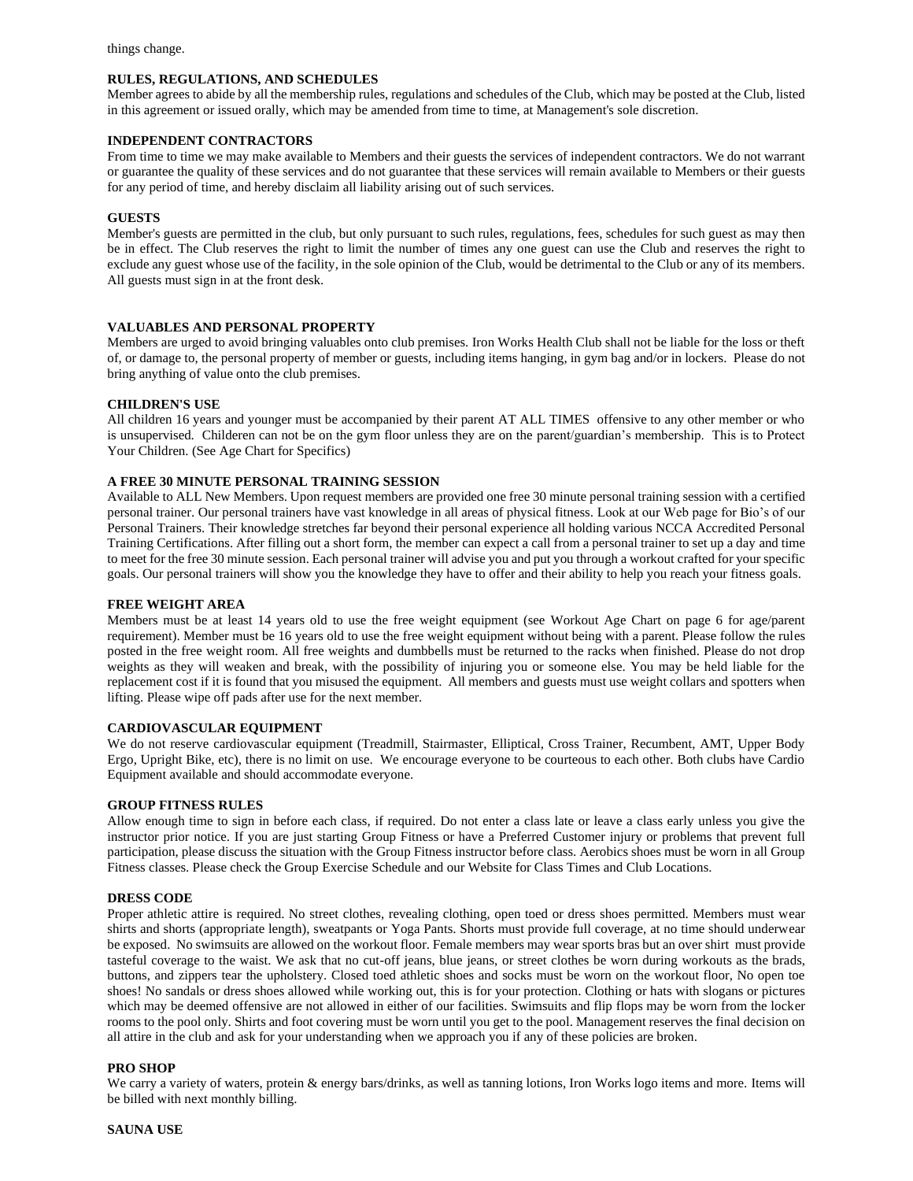things change.

**RULES, REGULATIONS, AND SCHEDULES**

Member agrees to abide by all the membership rules, regulations and schedules of the Club, which may be posted at the Club, listed in this agreement or issued orally, which may be amended from time to time, at Management's sole discretion.

**INDEPENDENT CONTRACTORS**

From time to time we may make available to Members and their guests the services of independent contractors. We do not warrant or guarantee the quality of these services and do not guarantee that these services will remain available to Members or their guests for any period of time, and hereby disclaim all liability arising out of such services.

**GUESTS**

Member's guests are permitted in the club, but only pursuant to such rules, regulations, fees, schedules for such guest as may then be in effect. The Club reserves the right to limit the number of times any one guest can use the Club and reserves the right to exclude any guest whose use of the facility, in the sole opinion of the Club, would be detrimental to the Club or any of its members. All guests must sign in at the front desk.

**VALUABLES AND PERSONAL PROPERTY**

Members are urged to avoid bringing valuables onto club premises. Iron Works Health Club shall not be liable for the loss or theft of, or damage to, the personal property of member or guests, including items hanging, in gym bag and/or in lockers. Please do not bring anything of value onto the club premises.

**CHILDREN'S USE**

All children 16 years and younger must be accompanied by their parent AT ALL TIMES offensive to any other member or who is unsupervised. Childeren can not be on the gym floor unless they are on the parent/guardian's membership. This is to Protect Your Children. (See Age Chart for Specifics)

**A FREE 30 MINUTE PERSONAL TRAINING SESSION**

Available to ALL New Members. Upon request members are provided one free 30 minute personal training session with a certified personal trainer. Our personal trainers have vast knowledge in all areas of physical fitness. Look at our Web page for Bio's of our Personal Trainers. Their knowledge stretches far beyond their personal experience all holding various NCCA Accredited Personal Training Certifications. After filling out a short form, the member can expect a call from a personal trainer to set up a day and time to meet for the free 30 minute session. Each personal trainer will advise you and put you through a workout crafted for your specific goals. Our personal trainers will show you the knowledge they have to offer and their ability to help you reach your fitness goals.

**FREE WEIGHT AREA**

Members must be at least 14 years old to use the free weight equipment (see Workout Age Chart on page 6 for age/parent requirement). Member must be 16 years old to use the free weight equipment without being with a parent. Please follow the rules posted in the free weight room. All free weights and dumbbells must be returned to the racks when finished. Please do not drop weights as they will weaken and break, with the possibility of injuring you or someone else. You may be held liable for the replacement cost if it is found that you misused the equipment. All members and guests must use weight collars and spotters when lifting. Please wipe off pads after use for the next member.

**CARDIOVASCULAR EQUIPMENT**

We do not reserve cardiovascular equipment (Treadmill, Stairmaster, Elliptical, Cross Trainer, Recumbent, AMT, Upper Body Ergo, Upright Bike, etc), there is no limit on use. We encourage everyone to be courteous to each other. Both clubs have Cardio Equipment available and should accommodate everyone.

**GROUP FITNESS RULES**

Allow enough time to sign in before each class, if required. Do not enter a class late or leave a class early unless you give the instructor prior notice. If you are just starting Group Fitness or have a Preferred Customer injury or problems that prevent full participation, please discuss the situation with the Group Fitness instructor before class. Aerobics shoes must be worn in all Group Fitness classes. Please check the Group Exercise Schedule and our Website for Class Times and Club Locations.

**DRESS CODE**

Proper athletic attire is required. No street clothes, revealing clothing, open toed or dress shoes permitted. Members must wear shirts and shorts (appropriate length), sweatpants or Yoga Pants. Shorts must provide full coverage, at no time should underwear be exposed. No swimsuits are allowed on the workout floor. Female members may wear sports bras but an over shirt must provide tasteful coverage to the waist. We ask that no cut-off jeans, blue jeans, or street clothes be worn during workouts as the brads, buttons, and zippers tear the upholstery. Closed toed athletic shoes and socks must be worn on the workout floor, No open toe shoes! No sandals or dress shoes allowed while working out, this is for your protection. Clothing or hats with slogans or pictures which may be deemed offensive are not allowed in either of our facilities. Swimsuits and flip flops may be worn from the locker rooms to the pool only. Shirts and foot covering must be worn until you get to the pool. Management reserves the final decision on all attire in the club and ask for your understanding when we approach you if any of these policies are broken.

**PRO SHOP**

We carry a variety of waters, protein & energy bars/drinks, as well as tanning lotions, Iron Works logo items and more. Items will be billed with next monthly billing.

**SAUNA USE**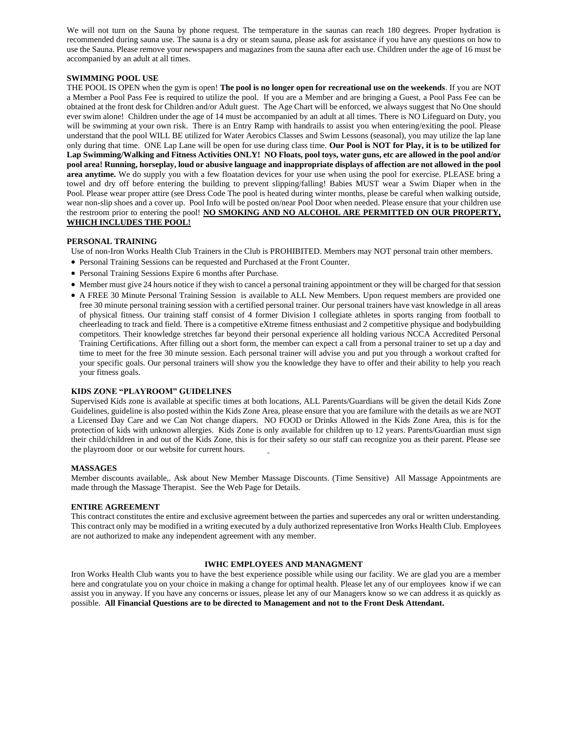We will not turn on the Sauna by phone request. The temperature in the saunas can reach 180 degrees. Proper hydration is recommended during sauna use. The sauna is a dry or steam sauna, please ask for assistance if you have any questions on how to use the Sauna. Please remove your newspapers and magazines from the sauna after each use. Children under the age of 16 must be accompanied by an adult at all times.

**SWIMMING POOL USE**

THE POOL IS OPEN when the gym is open! **The pool is no longer open for recreational use on the weekends**. If you are NOT a Member a Pool Pass Fee is required to utilize the pool. If you are a Member and are bringing a Guest, a Pool Pass Fee can be obtained at the front desk for Children and/or Adult guest. The Age Chart will be enforced, we always suggest that No One should ever swim alone! Children under the age of 14 must be accompanied by an adult at all times. There is NO Lifeguard on Duty, you will be swimming at your own risk. There is an Entry Ramp with handrails to assist you when entering/exiting the pool. Please understand that the pool WILL BE utilized for Water Aerobics Classes and Swim Lessons (seasonal), you may utilize the lap lane only during that time. ONE Lap Lane will be open for use during class time. **Our Pool is NOT for Play, it is to be utilized for Lap Swimming/Walking and Fitness Activities ONLY! NO Floats, pool toys, water guns, etc are allowed in the pool and/or pool area! Running, horseplay, loud or abusive language and inappropriate displays of affection are not allowed in the pool area anytime.** We do supply you with a few floatation devices for your use when using the pool for exercise. PLEASE bring a towel and dry off before entering the building to prevent slipping/falling! Babies MUST wear a Swim Diaper when in the Pool. Please wear proper attire (see Dress Code The pool is heated during winter months, please be careful when walking outside, wear non-slip shoes and a cover up. Pool Info will be posted on/near Pool Door when needed. Please ensure that your children use the restroom prior to entering the pool! **NO SMOKING AND NO ALCOHOL ARE PERMITTED ON OUR PROPERTY, WHICH INCLUDES THE POOL!**

**PERSONAL TRAINING**

Use of non-Iron Works Health Club Trainers in the Club is PROHIBITED. Members may NOT personal train other members.

- Personal Training Sessions can be requested and Purchased at the Front Counter.
- Personal Training Sessions Expire 6 months after Purchase.
- Member must give 24 hours notice if they wish to cancel a personal training appointment or they will be charged for that session
- A FREE 30 Minute Personal Training Session is available to ALL New Members. Upon request members are provided one free 30 minute personal training session with a certified personal trainer. Our personal trainers have vast knowledge in all areas of physical fitness. Our training staff consist of 4 former Division I collegiate athletes in sports ranging from football to cheerleading to track and field. There is a competitive eXtreme fitness enthusiast and 2 competitive physique and bodybuilding competitors. Their knowledge stretches far beyond their personal experience all holding various NCCA Accredited Personal Training Certifications. After filling out a short form, the member can expect a call from a personal trainer to set up a day and time to meet for the free 30 minute session. Each personal trainer will advise you and put you through a workout crafted for your specific goals. Our personal trainers will show you the knowledge they have to offer and their ability to help you reach your fitness goals.

**KIDS ZONE "PLAYROOM" GUIDELINES**

Supervised Kids zone is available at specific times at both locations, ALL Parents/Guardians will be given the detail Kids Zone Guidelines, guideline is also posted within the Kids Zone Area, please ensure that you are familure with the details as we are NOT a Licensed Day Care and we Can Not change diapers. NO FOOD or Drinks Allowed in the Kids Zone Area, this is for the protection of kids with unknown allergies. Kids Zone is only available for children up to 12 years. Parents/Guardian must sign their child/children in and out of the Kids Zone, this is for their safety so our staff can recognize you as their parent. Please see the playroom door or our website for current hours.

**MASSAGES**

Member discounts available,. Ask about New Member Massage Discounts. (Time Sensitive) All Massage Appointments are made through the Massage Therapist. See the Web Page for Details.

**ENTIRE AGREEMENT**

This contract constitutes the entire and exclusive agreement between the parties and supercedes any oral or written understanding. This contract only may be modified in a writing executed by a duly authorized representative Iron Works Health Club. Employees are not authorized to make any independent agreement with any member.

**IWHC EMPLOYEES AND MANAGMENT**

Iron Works Health Club wants you to have the best experience possible while using our facility. We are glad you are a member here and congratulate you on your choice in making a change for optimal health. Please let any of our employees know if we can assist you in anyway. If you have any concerns or issues, please let any of our Managers know so we can address it as quickly as possible. **All Financial Questions are to be directed to Management and not to the Front Desk Attendant.**